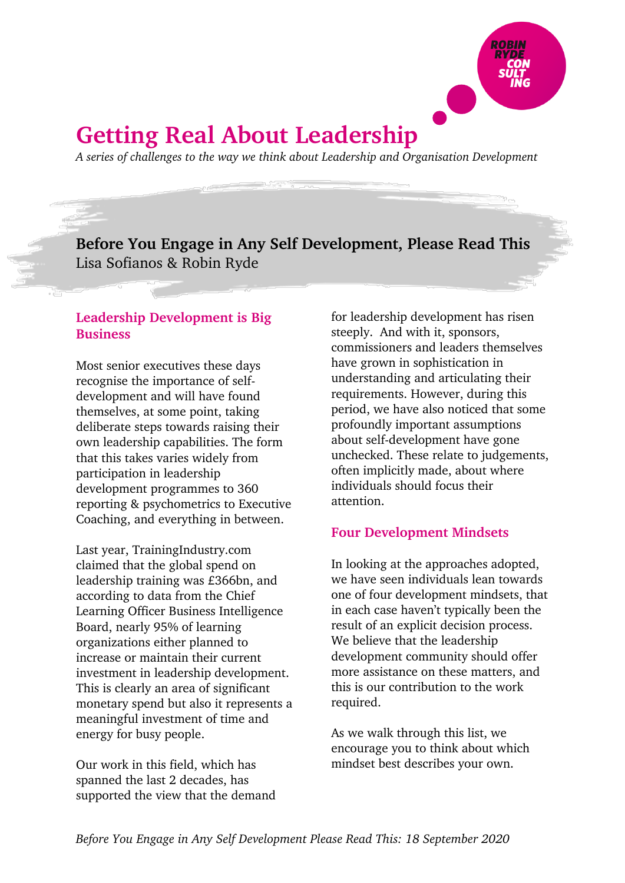# Getting Real About Leadership

*A series of challenges to the way we think about Leadership and Organisation Development*

## Before You Engage in Any Self Development, Please Read This

Lisa Sofianos & Robin Ryde

### Leadership Development is Big Business

Most senior executives these days recognise the importance of self-development and will have found themselves, at some point, taking deliberate steps towards raising their own leadership capabilities. The form that this takes varies widely from participation in leadership development programmes to 360 reporting & psychometrics to Executive Coaching, and everything in between.

Last year, TrainingIndustry.com claimed that the global spend on leadership training was £366bn, and according to data from the Chief Learning Officer Business Intelligence Board, nearly 95% of learning organizations either planned to increase or maintain their current investment in leadership development. This is clearly an area of significant monetary spend but also it represents a meaningful investment of time and energy for busy people.

Our work in this field, which has spanned the last 2 decades, has supported the view that the demand for leadership development has risen steeply. And with it, sponsors, commissioners and leaders themselves have grown in sophistication in understanding and articulating their requirements. However, during this period, we have also noticed that some profoundly important assumptions about self-development have gone unchecked. These relate to judgements, often implicitly made, about where individuals should focus their attention.

### Four Development Mindsets

In looking at the approaches adopted, we have seen individuals lean towards one of four development mindsets, that in each case haven't typically been the result of an explicit decision process. We believe that the leadership development community should offer more assistance on these matters, and this is our contribution to the work required.

As we walk through this list, we encourage you to think about which mindset best describes your own.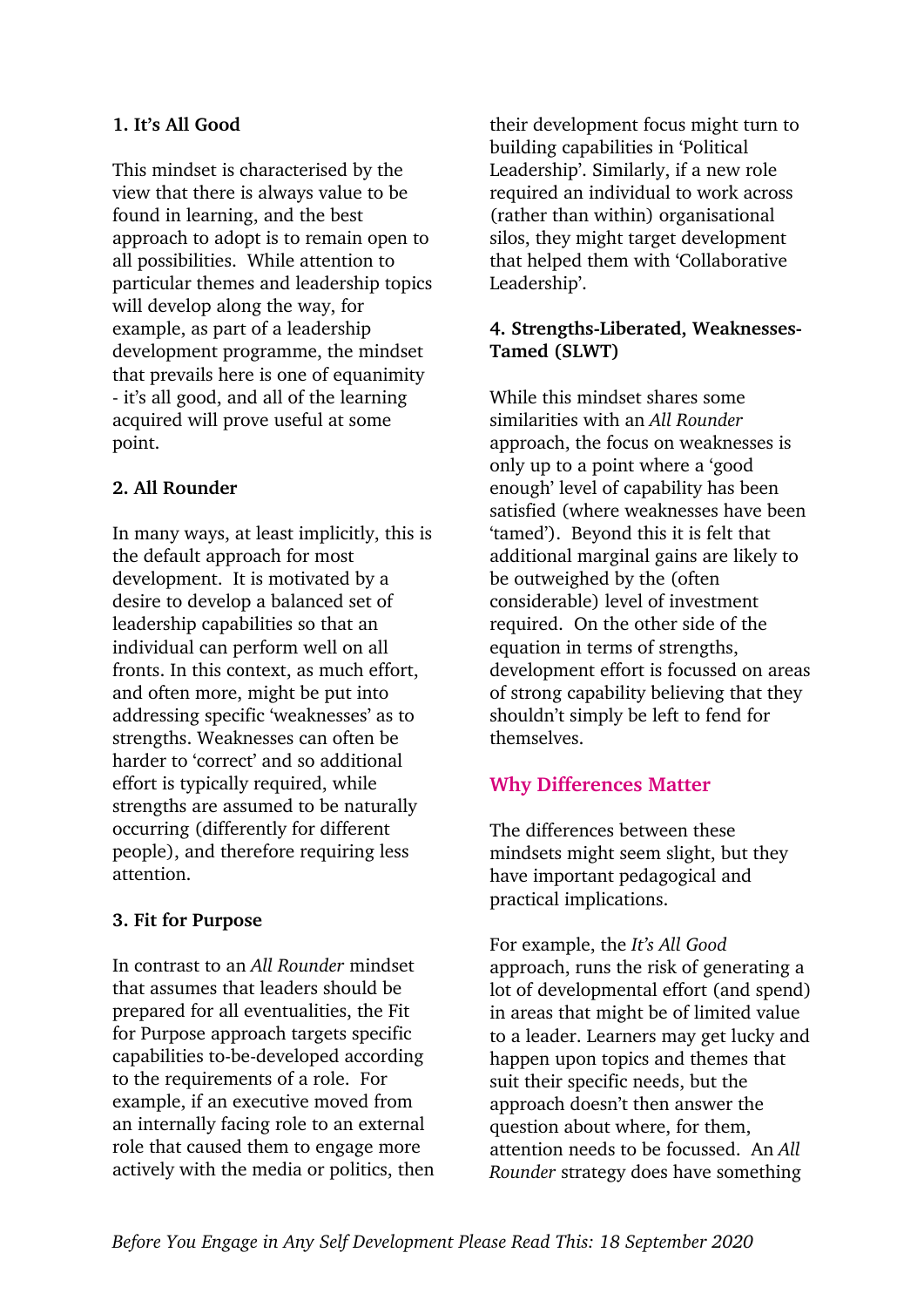**1. It's All Good**

This mindset is characterised by the view that there is always value to be found in learning, and the best approach to adopt is to remain open to all possibilities. While attention to particular themes and leadership topics will develop along the way, for example, as part of a leadership development programme, the mindset that prevails here is one of equanimity - it's all good, and all of the learning acquired will prove useful at some point.

**2. All Rounder**

In many ways, at least implicitly, this is the default approach for most development. It is motivated by a desire to develop a balanced set of leadership capabilities so that an individual can perform well on all fronts. In this context, as much effort, and often more, might be put into addressing specific 'weaknesses' as to strengths. Weaknesses can often be harder to 'correct' and so additional effort is typically required, while strengths are assumed to be naturally occurring (differently for different people), and therefore requiring less attention.

**3. Fit for Purpose**

In contrast to an *All Rounder* mindset that assumes that leaders should be prepared for all eventualities, the Fit for Purpose approach targets specific capabilities to-be-developed according to the requirements of a role. For example, if an executive moved from an internally facing role to an external role that caused them to engage more actively with the media or politics, then their development focus might turn to building capabilities in 'Political Leadership'. Similarly, if a new role required an individual to work across (rather than within) organisational silos, they might target development that helped them with 'Collaborative Leadership'.

**4. Strengths-Liberated, Weaknesses-Tamed (SLWT)**

While this mindset shares some similarities with an *All Rounder* approach, the focus on weaknesses is only up to a point where a 'good enough' level of capability has been satisfied (where weaknesses have been 'tamed'). Beyond this it is felt that additional marginal gains are likely to be outweighed by the (often considerable) level of investment required. On the other side of the equation in terms of strengths, development effort is focussed on areas of strong capability believing that they shouldn't simply be left to fend for themselves.

## Why Differences Matter

The differences between these mindsets might seem slight, but they have important pedagogical and practical implications.

For example, the *It's All Good* approach, runs the risk of generating a lot of developmental effort (and spend) in areas that might be of limited value to a leader. Learners may get lucky and happen upon topics and themes that suit their specific needs, but the approach doesn't then answer the question about where, for them, attention needs to be focussed. An *All Rounder* strategy does have something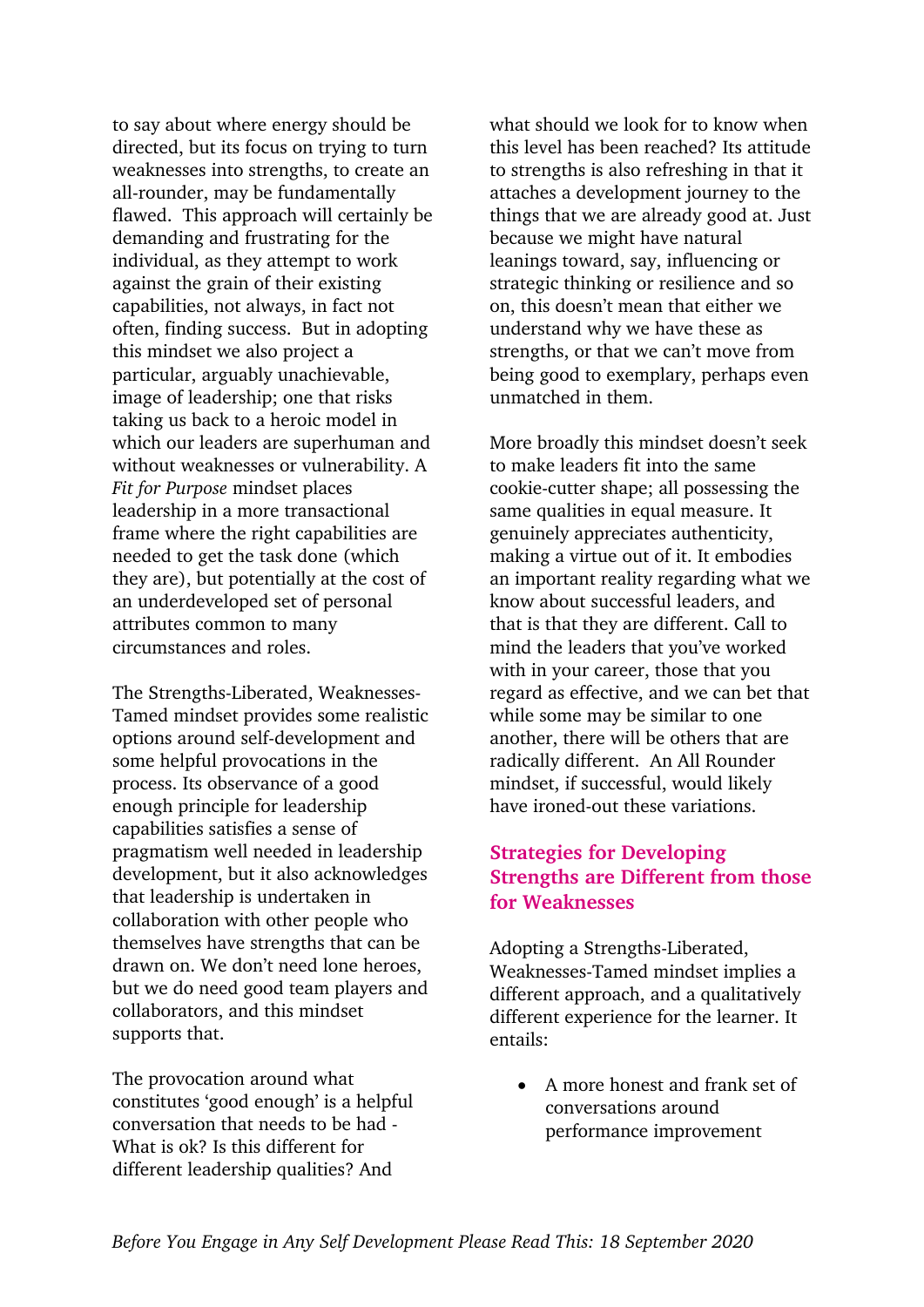to say about where energy should be directed, but its focus on trying to turn weaknesses into strengths, to create an all-rounder, may be fundamentally flawed. This approach will certainly be demanding and frustrating for the individual, as they attempt to work against the grain of their existing capabilities, not always, in fact not often, finding success. But in adopting this mindset we also project a particular, arguably unachievable, image of leadership; one that risks taking us back to a heroic model in which our leaders are superhuman and without weaknesses or vulnerability. A *Fit for Purpose* mindset places leadership in a more transactional frame where the right capabilities are needed to get the task done (which they are), but potentially at the cost of an underdeveloped set of personal attributes common to many circumstances and roles.

The Strengths-Liberated, Weaknesses-Tamed mindset provides some realistic options around self-development and some helpful provocations in the process. Its observance of a good enough principle for leadership capabilities satisfies a sense of pragmatism well needed in leadership development, but it also acknowledges that leadership is undertaken in collaboration with other people who themselves have strengths that can be drawn on. We don't need lone heroes, but we do need good team players and collaborators, and this mindset supports that.

The provocation around what constitutes 'good enough' is a helpful conversation that needs to be had - What is ok? Is this different for different leadership qualities? And what should we look for to know when this level has been reached? Its attitude to strengths is also refreshing in that it attaches a development journey to the things that we are already good at. Just because we might have natural leanings toward, say, influencing or strategic thinking or resilience and so on, this doesn't mean that either we understand why we have these as strengths, or that we can't move from being good to exemplary, perhaps even unmatched in them.

More broadly this mindset doesn't seek to make leaders fit into the same cookie-cutter shape; all possessing the same qualities in equal measure. It genuinely appreciates authenticity, making a virtue out of it. It embodies an important reality regarding what we know about successful leaders, and that is that they are different. Call to mind the leaders that you've worked with in your career, those that you regard as effective, and we can bet that while some may be similar to one another, there will be others that are radically different. An All Rounder mindset, if successful, would likely have ironed-out these variations.

## Strategies for Developing Strengths are Different from those for Weaknesses

Adopting a Strengths-Liberated, Weaknesses-Tamed mindset implies a different approach, and a qualitatively different experience for the learner. It entails:

- A more honest and frank set of conversations around performance improvement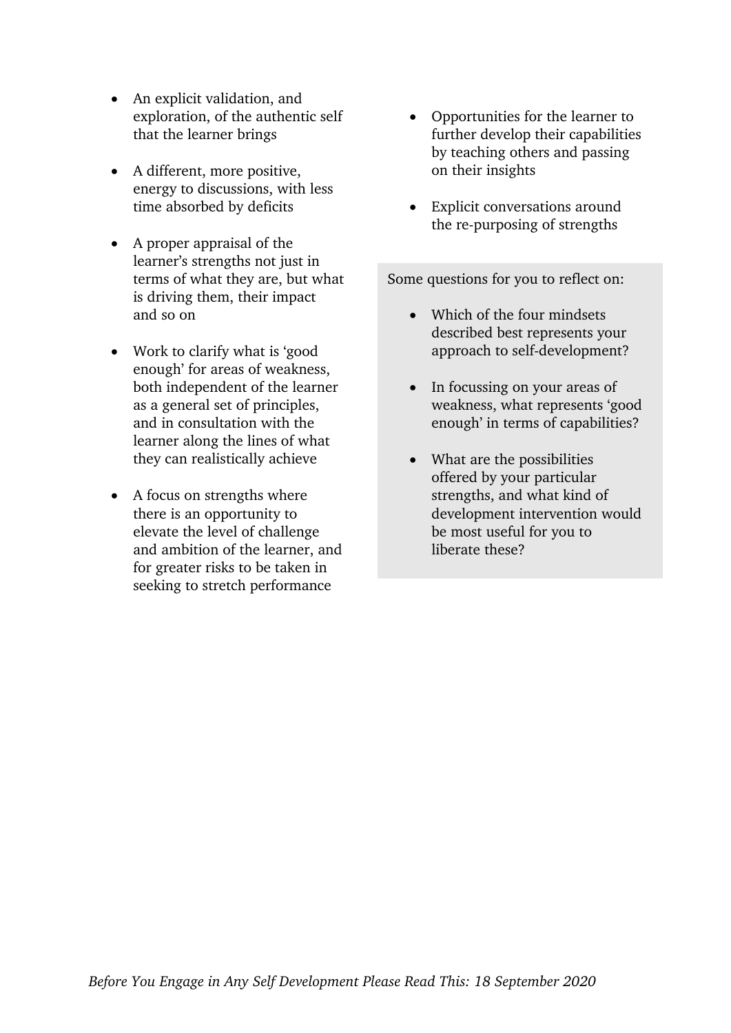- An explicit validation, and exploration, of the authentic self that the learner brings
- A different, more positive, energy to discussions, with less time absorbed by deficits
- A proper appraisal of the learner's strengths not just in terms of what they are, but what is driving them, their impact and so on
- Work to clarify what is 'good enough' for areas of weakness, both independent of the learner as a general set of principles, and in consultation with the learner along the lines of what they can realistically achieve
- A focus on strengths where there is an opportunity to elevate the level of challenge and ambition of the learner, and for greater risks to be taken in seeking to stretch performance
- Opportunities for the learner to further develop their capabilities by teaching others and passing on their insights
- Explicit conversations around the re-purposing of strengths

Some questions for you to reflect on:

- Which of the four mindsets described best represents your approach to self-development?
- In focussing on your areas of weakness, what represents 'good enough' in terms of capabilities?
- What are the possibilities offered by your particular strengths, and what kind of development intervention would be most useful for you to liberate these?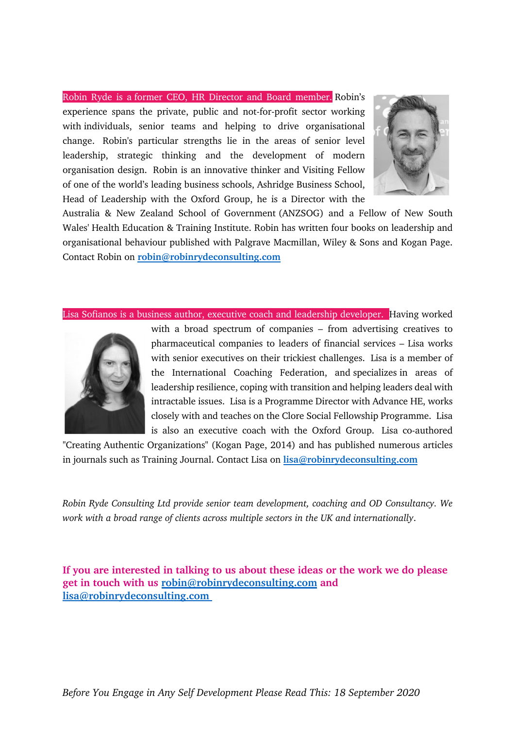Robin Ryde is a former CEO, HR Director and Board member. Robin's experience spans the private, public and not-for-profit sector working with individuals, senior teams and helping to drive organisational change. Robin's particular strengths lie in the areas of senior level leadership, strategic thinking and the development of modern organisation design. Robin is an innovative thinker and Visiting Fellow of one of the world's leading business schools, Ashridge Business School, Head of Leadership with the Oxford Group, he is a Director with the Australia & New Zealand School of Government (ANZSOG) and a Fellow of New South Wales' Health Education & Training Institute. Robin has written four books on leadership and organisational behaviour published with Palgrave Macmillan, Wiley & Sons and Kogan Page. Contact Robin on **robin@robinrydeconsulting.com**

Lisa Sofianos is a business author, executive coach and leadership developer. Having worked with a broad spectrum of companies – from advertising creatives to pharmaceutical companies to leaders of financial services – Lisa works with senior executives on their trickiest challenges. Lisa is a member of the International Coaching Federation, and specializes in areas of leadership resilience, coping with transition and helping leaders deal with intractable issues. Lisa is a Programme Director with Advance HE, works closely with and teaches on the Clore Social Fellowship Programme. Lisa is also an executive coach with the Oxford Group. Lisa co-authored "Creating Authentic Organizations" (Kogan Page, 2014) and has published numerous articles in journals such as Training Journal. Contact Lisa on **lisa@robinrydeconsulting.com**

*Robin Ryde Consulting Ltd provide senior team development, coaching and OD Consultancy. We work with a broad range of clients across multiple sectors in the UK and internationally*.

**If you are interested in talking to us about these ideas or the work we do please get in touch with us robin@robinrydeconsulting.com and lisa@robinrydeconsulting.com**